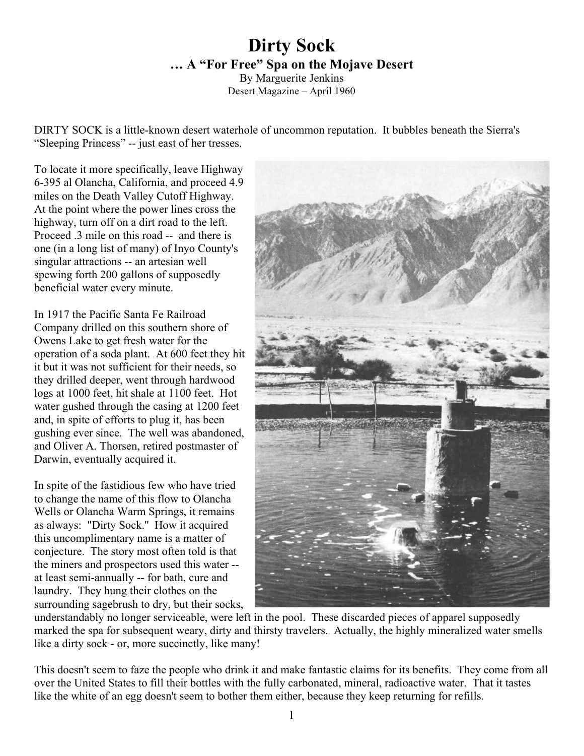# Dirty Sock

**… A "For Free" Spa on the Mojave Desert**

By Marguerite Jenkins

Desert Magazine – April 1960

DIRTY SOCK is a little-known desert waterhole of uncommon reputation. It bubbles beneath the Sierra's "Sleeping Princess" -- just east of her tresses.

To locate it more specifically, leave Highway 6-395 al Olancha, California, and proceed 4.9 miles on the Death Valley Cutoff Highway. At the point where the power lines cross the highway, turn off on a dirt road to the left. Proceed .3 mile on this road -- and there is one (in a long list of many) of Inyo County's singular attractions -- an artesian well spewing forth 200 gallons of supposedly beneficial water every minute.

In 1917 the Pacific Santa Fe Railroad Company drilled on this southern shore of Owens Lake to get fresh water for the operation of a soda plant. At 600 feet they hit it but it was not sufficient for their needs, so they drilled deeper, went through hardwood logs at 1000 feet, hit shale at 1100 feet. Hot water gushed through the casing at 1200 feet and, in spite of efforts to plug it, has been gushing ever since. The well was abandoned, and Oliver A. Thorsen, retired postmaster of Darwin, eventually acquired it.

In spite of the fastidious few who have tried to change the name of this flow to Olancha Wells or Olancha Warm Springs, it remains as always: "Dirty Sock." How it acquired this uncomplimentary name is a matter of conjecture. The story most often told is that the miners and prospectors used this water -- at least semi-annually -- for bath, cure and laundry. They hung their clothes on the surrounding sagebrush to dry, but their socks, understandably no longer serviceable, were left in the pool. These discarded pieces of apparel supposedly marked the spa for subsequent weary, dirty and thirsty travelers. Actually, the highly mineralized water smells like a dirty sock - or, more succinctly, like many!

This doesn't seem to faze the people who drink it and make fantastic claims for its benefits. They come from all over the United States to fill their bottles with the fully carbonated, mineral, radioactive water. That it tastes like the white of an egg doesn't seem to bother them either, because they keep returning for refills.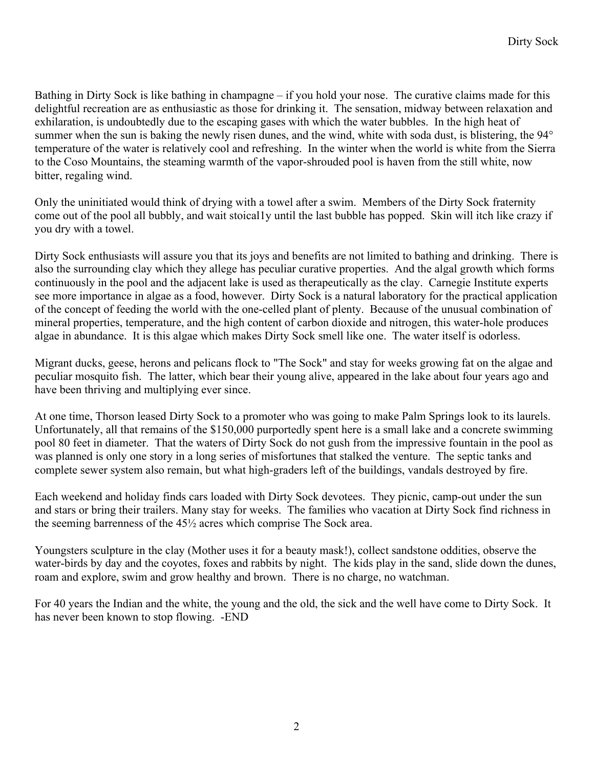Bathing in Dirty Sock is like bathing in champagne – if you hold your nose. The curative claims made for this delightful recreation are as enthusiastic as those for drinking it. The sensation, midway between relaxation and exhilaration, is undoubtedly due to the escaping gases with which the water bubbles. In the high heat of summer when the sun is baking the newly risen dunes, and the wind, white with soda dust, is blistering, the 94° temperature of the water is relatively cool and refreshing. In the winter when the world is white from the Sierra to the Coso Mountains, the steaming warmth of the vapor-shrouded pool is haven from the still white, now bitter, regaling wind.

Only the uninitiated would think of drying with a towel after a swim. Members of the Dirty Sock fraternity come out of the pool all bubbly, and wait stoica1ly until the last bubble has popped. Skin will itch like crazy if you dry with a towel.

Dirty Sock enthusiasts will assure you that its joys and benefits are not limited to bathing and drinking. There is also the surrounding clay which they allege has peculiar curative properties. And the algal growth which forms continuously in the pool and the adjacent lake is used as therapeutically as the clay. Carnegie Institute experts see more importance in algae as a food, however. Dirty Sock is a natural laboratory for the practical application of the concept of feeding the world with the one-celled plant of plenty. Because of the unusual combination of mineral properties, temperature, and the high content of carbon dioxide and nitrogen, this water-hole produces algae in abundance. It is this algae which makes Dirty Sock smell like one. The water itself is odorless.

Migrant ducks, geese, herons and pelicans flock to "The Sock" and stay for weeks growing fat on the algae and peculiar mosquito fish. The latter, which bear their young alive, appeared in the lake about four years ago and have been thriving and multiplying ever since.

At one time, Thorson leased Dirty Sock to a promoter who was going to make Palm Springs look to its laurels. Unfortunately, all that remains of the $150,000 purportedly spent here is a small lake and a concrete swimming pool 80 feet in diameter. That the waters of Dirty Sock do not gush from the impressive fountain in the pool as was planned is only one story in a long series of misfortunes that stalked the venture. The septic tanks and complete sewer system also remain, but what high-graders left of the buildings, vandals destroyed by fire.

Each weekend and holiday finds cars loaded with Dirty Sock devotees. They picnic, camp-out under the sun and stars or bring their trailers. Many stay for weeks. The families who vacation at Dirty Sock find richness in the seeming barrenness of the 45½ acres which comprise The Sock area.

Youngsters sculpture in the clay (Mother uses it for a beauty mask!), collect sandstone oddities, observe the water-birds by day and the coyotes, foxes and rabbits by night. The kids play in the sand, slide down the dunes, roam and explore, swim and grow healthy and brown. There is no charge, no watchman.

For 40 years the Indian and the white, the young and the old, the sick and the well have come to Dirty Sock. It has never been known to stop flowing. -END